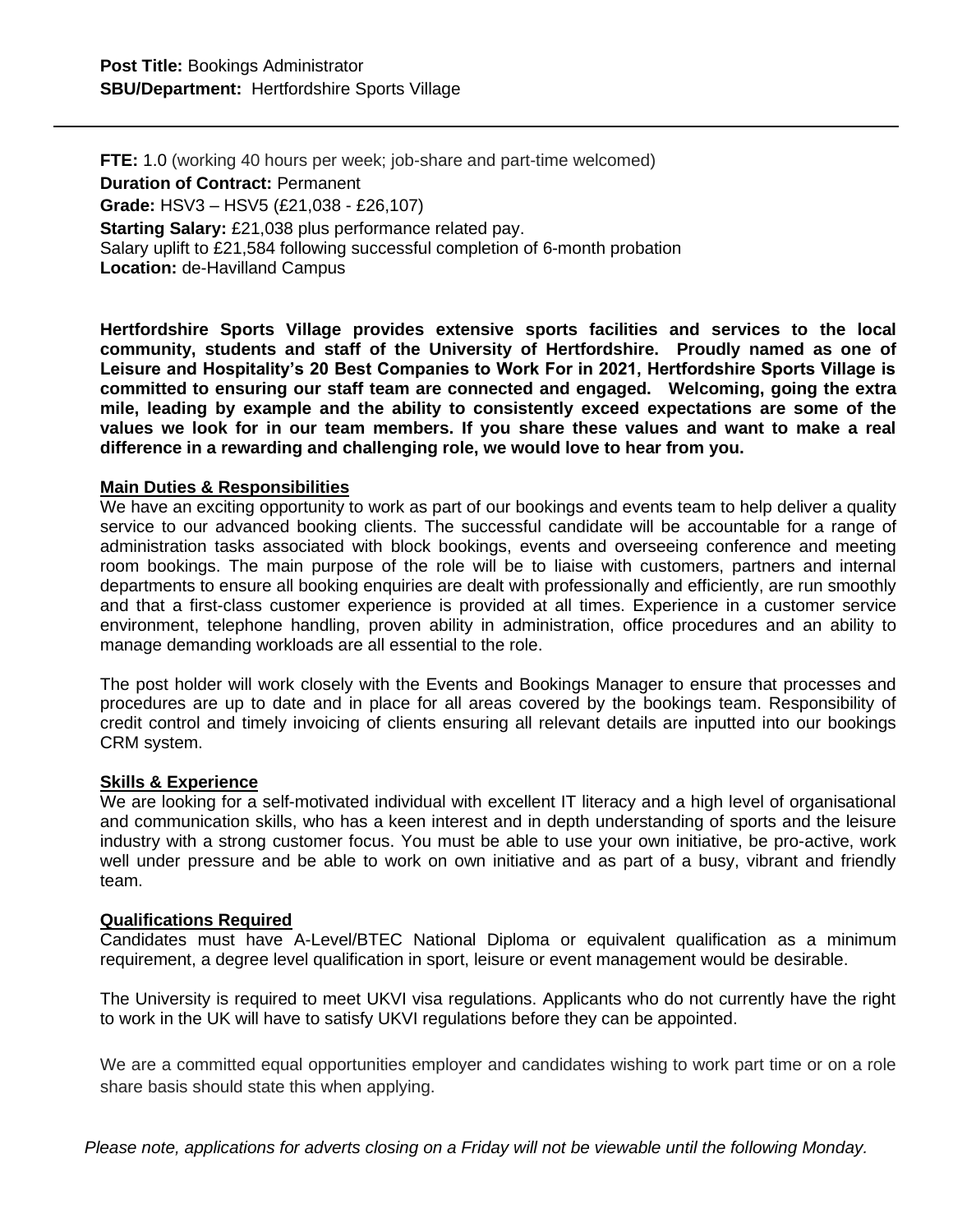**Post Title:** Bookings Administrator
**SBU/Department:** Hertfordshire Sports Village

---

**FTE:** 1.0 (working 40 hours per week; job-share and part-time welcomed)
**Duration of Contract:** Permanent
**Grade:** HSV3 – HSV5 (£21,038 - £26,107)
**Starting Salary:** £21,038 plus performance related pay.
Salary uplift to £21,584 following successful completion of 6-month probation
**Location:** de-Havilland Campus

**Hertfordshire Sports Village provides extensive sports facilities and services to the local community, students and staff of the University of Hertfordshire. Proudly named as one of Leisure and Hospitality's 20 Best Companies to Work For in 2021, Hertfordshire Sports Village is committed to ensuring our staff team are connected and engaged. Welcoming, going the extra mile, leading by example and the ability to consistently exceed expectations are some of the values we look for in our team members. If you share these values and want to make a real difference in a rewarding and challenging role, we would love to hear from you.**

## Main Duties & Responsibilities

We have an exciting opportunity to work as part of our bookings and events team to help deliver a quality service to our advanced booking clients. The successful candidate will be accountable for a range of administration tasks associated with block bookings, events and overseeing conference and meeting room bookings. The main purpose of the role will be to liaise with customers, partners and internal departments to ensure all booking enquiries are dealt with professionally and efficiently, are run smoothly and that a first-class customer experience is provided at all times. Experience in a customer service environment, telephone handling, proven ability in administration, office procedures and an ability to manage demanding workloads are all essential to the role.

The post holder will work closely with the Events and Bookings Manager to ensure that processes and procedures are up to date and in place for all areas covered by the bookings team. Responsibility of credit control and timely invoicing of clients ensuring all relevant details are inputted into our bookings CRM system.

## Skills & Experience

We are looking for a self-motivated individual with excellent IT literacy and a high level of organisational and communication skills, who has a keen interest and in depth understanding of sports and the leisure industry with a strong customer focus. You must be able to use your own initiative, be pro-active, work well under pressure and be able to work on own initiative and as part of a busy, vibrant and friendly team.

## Qualifications Required

Candidates must have A-Level/BTEC National Diploma or equivalent qualification as a minimum requirement, a degree level qualification in sport, leisure or event management would be desirable.

The University is required to meet UKVI visa regulations. Applicants who do not currently have the right to work in the UK will have to satisfy UKVI regulations before they can be appointed.

We are a committed equal opportunities employer and candidates wishing to work part time or on a role share basis should state this when applying.

*Please note, applications for adverts closing on a Friday will not be viewable until the following Monday.*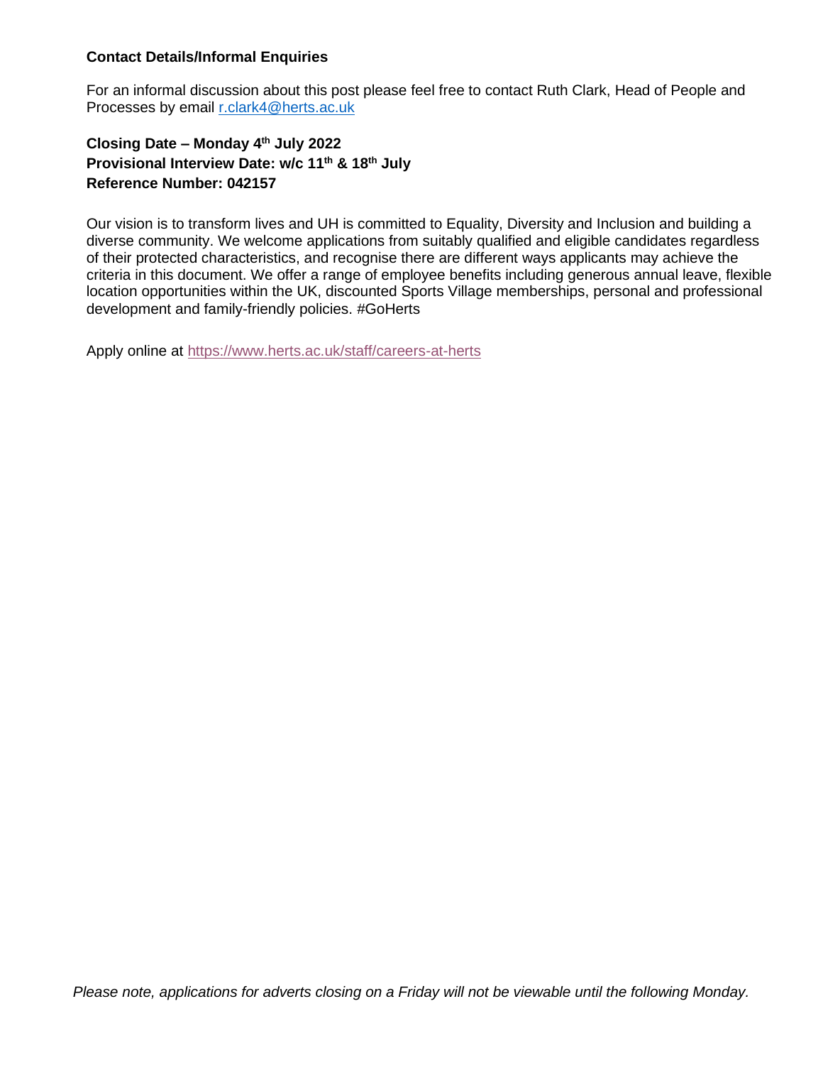**Contact Details/Informal Enquiries**

For an informal discussion about this post please feel free to contact Ruth Clark, Head of People and Processes by email r.clark4@herts.ac.uk

**Closing Date – Monday 4th July 2022**
**Provisional Interview Date: w/c 11th & 18th July**
**Reference Number: 042157**

Our vision is to transform lives and UH is committed to Equality, Diversity and Inclusion and building a diverse community. We welcome applications from suitably qualified and eligible candidates regardless of their protected characteristics, and recognise there are different ways applicants may achieve the criteria in this document. We offer a range of employee benefits including generous annual leave, flexible location opportunities within the UK, discounted Sports Village memberships, personal and professional development and family-friendly policies. #GoHerts

Apply online at https://www.herts.ac.uk/staff/careers-at-herts

*Please note, applications for adverts closing on a Friday will not be viewable until the following Monday.*